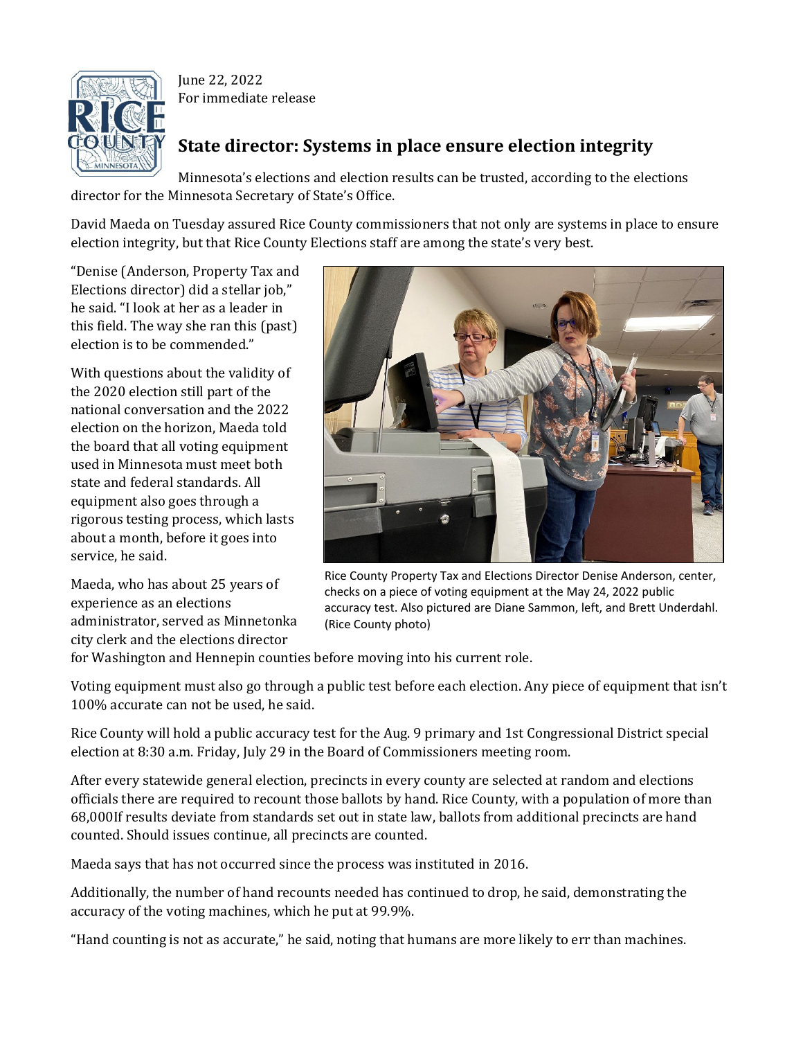June 22, 2022
For immediate release

## State director: Systems in place ensure election integrity

Minnesota's elections and election results can be trusted, according to the elections director for the Minnesota Secretary of State's Office.

David Maeda on Tuesday assured Rice County commissioners that not only are systems in place to ensure election integrity, but that Rice County Elections staff are among the state's very best.

"Denise (Anderson, Property Tax and Elections director) did a stellar job," he said. "I look at her as a leader in this field. The way she ran this (past) election is to be commended."

With questions about the validity of the 2020 election still part of the national conversation and the 2022 election on the horizon, Maeda told the board that all voting equipment used in Minnesota must meet both state and federal standards. All equipment also goes through a rigorous testing process, which lasts about a month, before it goes into service, he said.

Rice County Property Tax and Elections Director Denise Anderson, center, checks on a piece of voting equipment at the May 24, 2022 public accuracy test. Also pictured are Diane Sammon, left, and Brett Underdahl. (Rice County photo)

Maeda, who has about 25 years of experience as an elections administrator, served as Minnetonka city clerk and the elections director for Washington and Hennepin counties before moving into his current role.

Voting equipment must also go through a public test before each election. Any piece of equipment that isn't 100% accurate can not be used, he said.

Rice County will hold a public accuracy test for the Aug. 9 primary and 1st Congressional District special election at 8:30 a.m. Friday, July 29 in the Board of Commissioners meeting room.

After every statewide general election, precincts in every county are selected at random and elections officials there are required to recount those ballots by hand. Rice County, with a population of more than 68,000If results deviate from standards set out in state law, ballots from additional precincts are hand counted. Should issues continue, all precincts are counted.

Maeda says that has not occurred since the process was instituted in 2016.

Additionally, the number of hand recounts needed has continued to drop, he said, demonstrating the accuracy of the voting machines, which he put at 99.9%.

"Hand counting is not as accurate," he said, noting that humans are more likely to err than machines.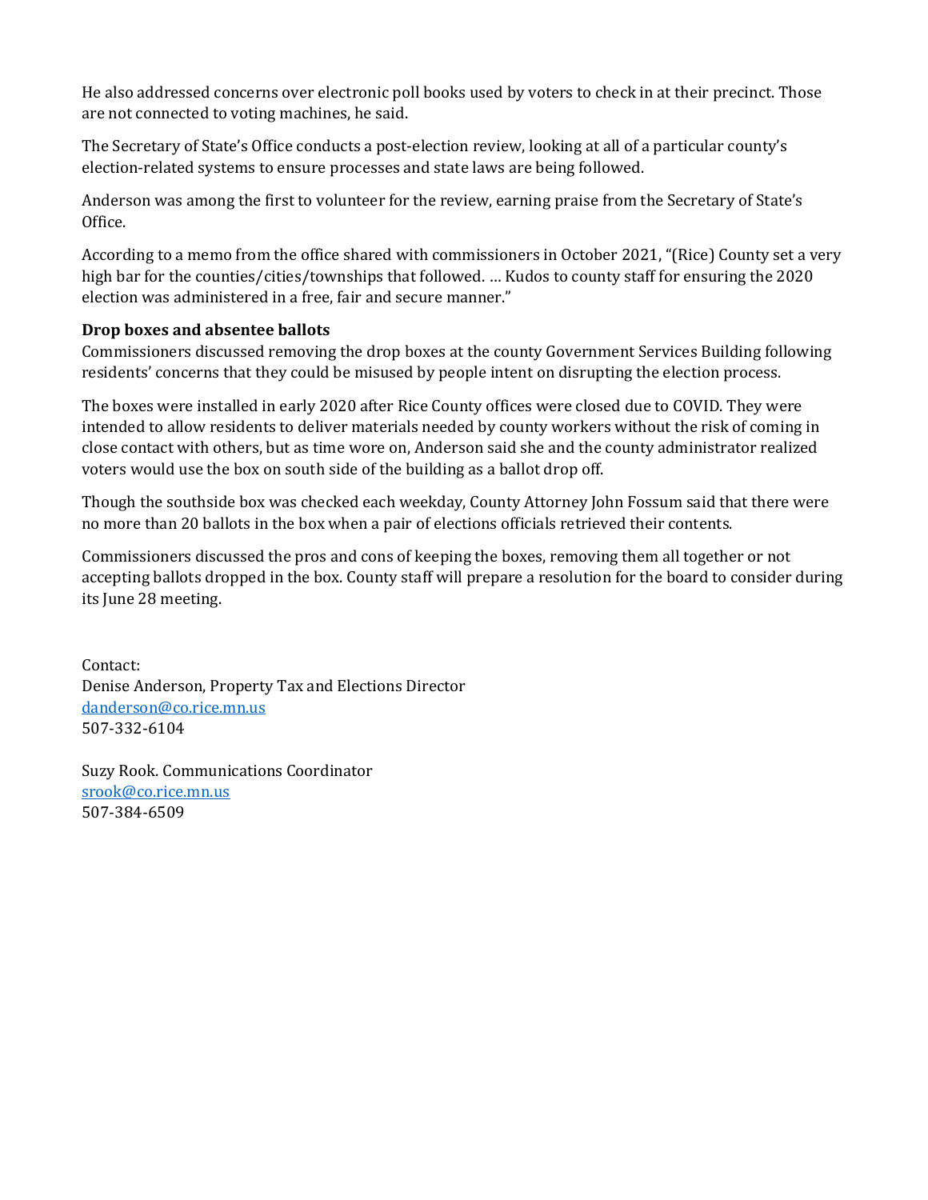He also addressed concerns over electronic poll books used by voters to check in at their precinct. Those are not connected to voting machines, he said.

The Secretary of State's Office conducts a post-election review, looking at all of a particular county's election-related systems to ensure processes and state laws are being followed.

Anderson was among the first to volunteer for the review, earning praise from the Secretary of State's Office.

According to a memo from the office shared with commissioners in October 2021, "(Rice) County set a very high bar for the counties/cities/townships that followed. … Kudos to county staff for ensuring the 2020 election was administered in a free, fair and secure manner."

**Drop boxes and absentee ballots**

Commissioners discussed removing the drop boxes at the county Government Services Building following residents' concerns that they could be misused by people intent on disrupting the election process.

The boxes were installed in early 2020 after Rice County offices were closed due to COVID. They were intended to allow residents to deliver materials needed by county workers without the risk of coming in close contact with others, but as time wore on, Anderson said she and the county administrator realized voters would use the box on south side of the building as a ballot drop off.

Though the southside box was checked each weekday, County Attorney John Fossum said that there were no more than 20 ballots in the box when a pair of elections officials retrieved their contents.

Commissioners discussed the pros and cons of keeping the boxes, removing them all together or not accepting ballots dropped in the box. County staff will prepare a resolution for the board to consider during its June 28 meeting.

Contact:
Denise Anderson, Property Tax and Elections Director
danderson@co.rice.mn.us
507-332-6104

Suzy Rook. Communications Coordinator
srook@co.rice.mn.us
507-384-6509